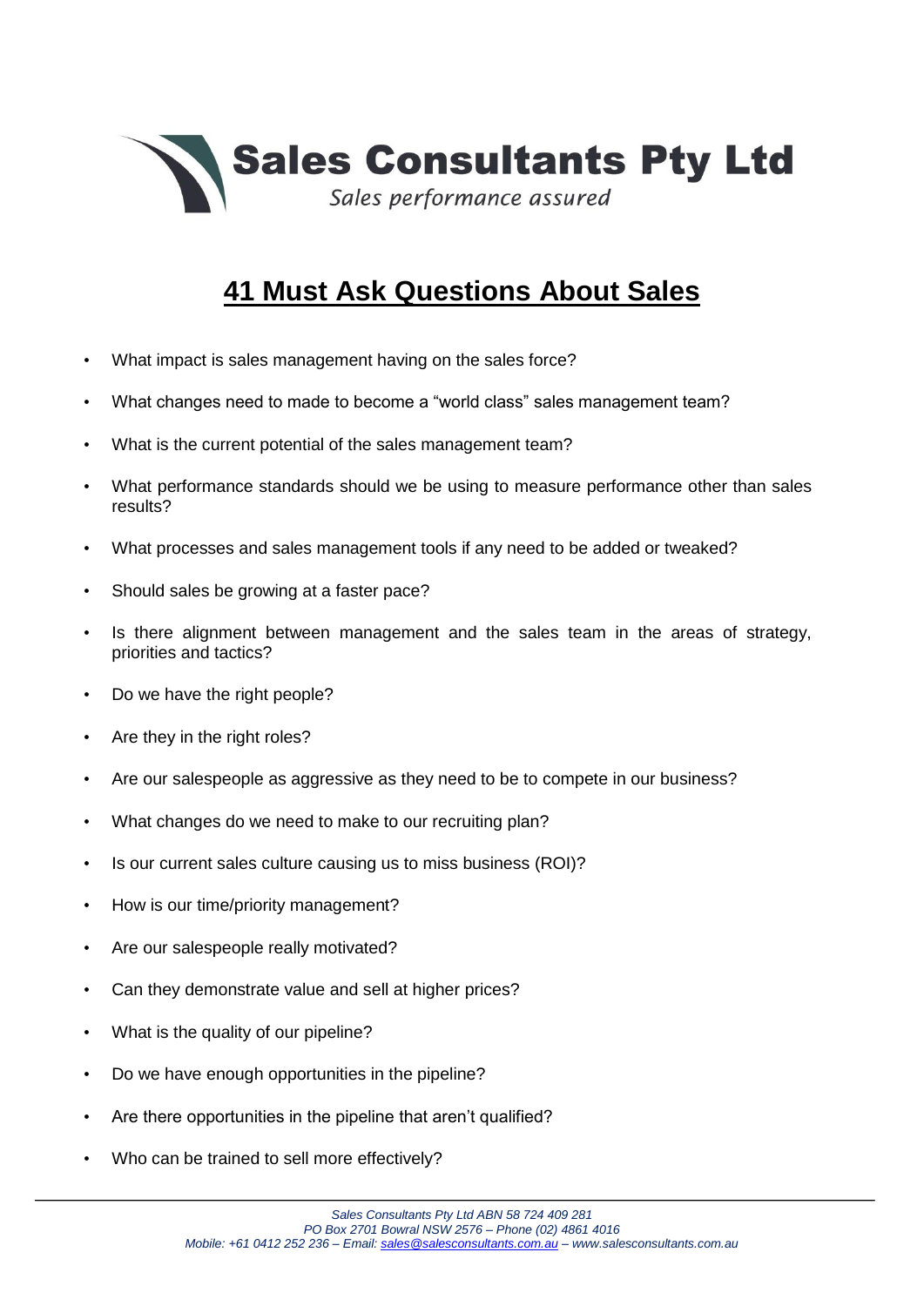**Sales Consultants Pty Ltd**

*Sales performance assured*

# 41 Must Ask Questions About Sales

- What impact is sales management having on the sales force?
- What changes need to made to become a "world class" sales management team?
- What is the current potential of the sales management team?
- What performance standards should we be using to measure performance other than sales results?
- What processes and sales management tools if any need to be added or tweaked?
- Should sales be growing at a faster pace?
- Is there alignment between management and the sales team in the areas of strategy, priorities and tactics?
- Do we have the right people?
- Are they in the right roles?
- Are our salespeople as aggressive as they need to be to compete in our business?
- What changes do we need to make to our recruiting plan?
- Is our current sales culture causing us to miss business (ROI)?
- How is our time/priority management?
- Are our salespeople really motivated?
- Can they demonstrate value and sell at higher prices?
- What is the quality of our pipeline?
- Do we have enough opportunities in the pipeline?
- Are there opportunities in the pipeline that aren't qualified?
- Who can be trained to sell more effectively?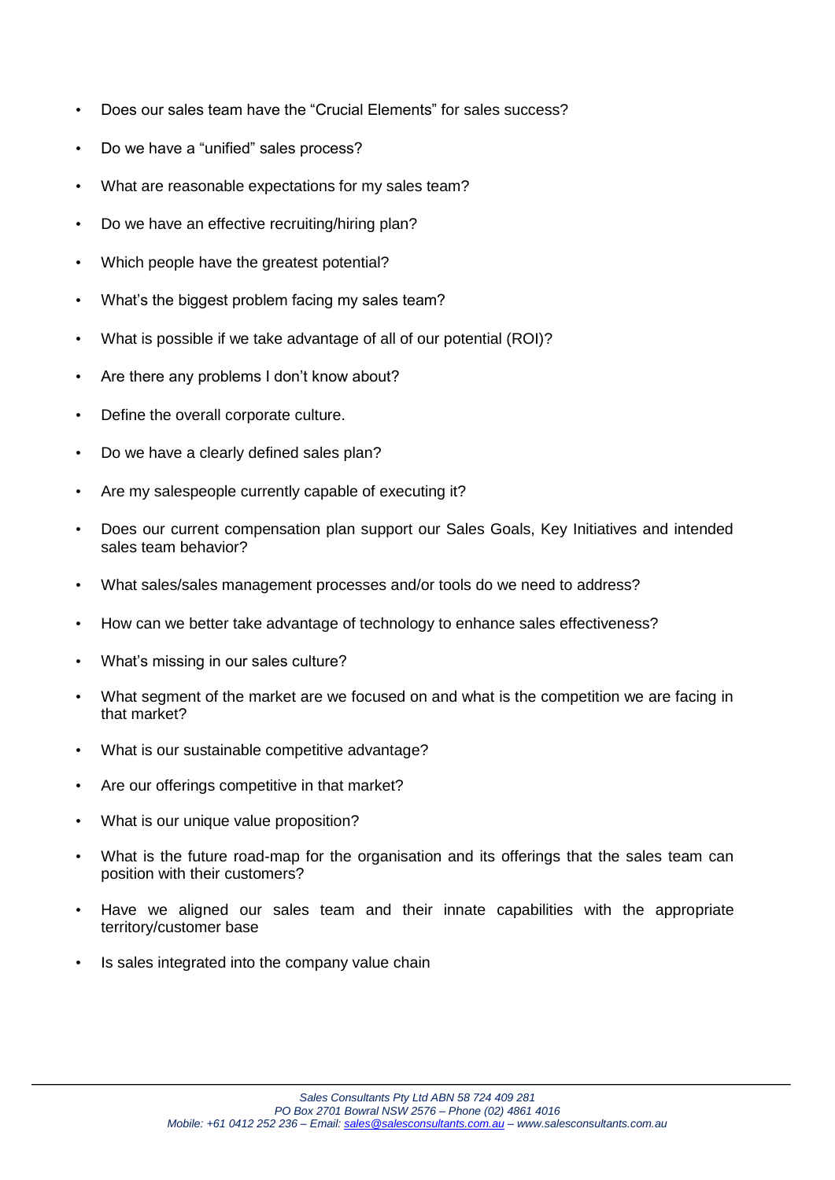- Does our sales team have the "Crucial Elements" for sales success?
- Do we have a "unified" sales process?
- What are reasonable expectations for my sales team?
- Do we have an effective recruiting/hiring plan?
- Which people have the greatest potential?
- What's the biggest problem facing my sales team?
- What is possible if we take advantage of all of our potential (ROI)?
- Are there any problems I don't know about?
- Define the overall corporate culture.
- Do we have a clearly defined sales plan?
- Are my salespeople currently capable of executing it?
- Does our current compensation plan support our Sales Goals, Key Initiatives and intended sales team behavior?
- What sales/sales management processes and/or tools do we need to address?
- How can we better take advantage of technology to enhance sales effectiveness?
- What's missing in our sales culture?
- What segment of the market are we focused on and what is the competition we are facing in that market?
- What is our sustainable competitive advantage?
- Are our offerings competitive in that market?
- What is our unique value proposition?
- What is the future road-map for the organisation and its offerings that the sales team can position with their customers?
- Have we aligned our sales team and their innate capabilities with the appropriate territory/customer base
- Is sales integrated into the company value chain